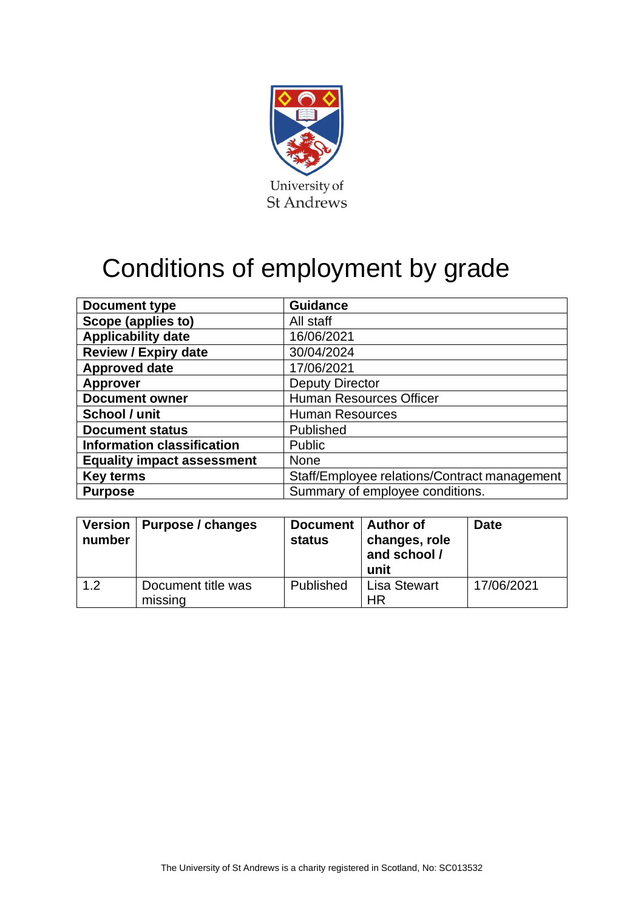University of St Andrews

# Conditions of employment by grade

| Document type | Guidance |
|---|---|
| Scope (applies to) | All staff |
| Applicability date | 16/06/2021 |
| Review / Expiry date | 30/04/2024 |
| Approved date | 17/06/2021 |
| Approver | Deputy Director |
| Document owner | Human Resources Officer |
| School / unit | Human Resources |
| Document status | Published |
| Information classification | Public |
| Equality impact assessment | None |
| Key terms | Staff/Employee relations/Contract management |
| Purpose | Summary of employee conditions. |

| Version number | Purpose / changes | Document status | Author of changes, role and school / unit | Date |
|---|---|---|---|---|
| 1.2 | Document title was missing | Published | Lisa Stewart HR | 17/06/2021 |

The University of St Andrews is a charity registered in Scotland, No: SC013532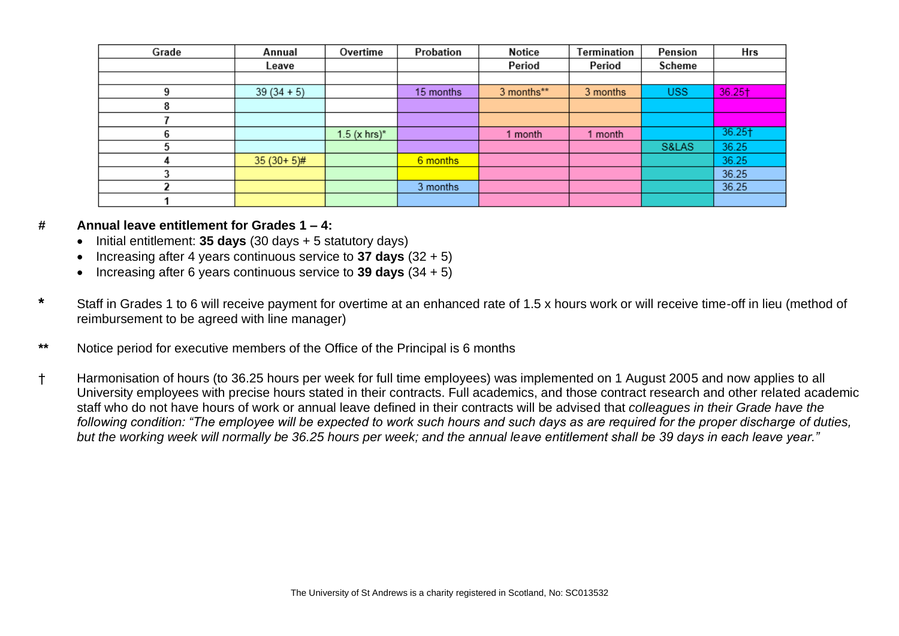| Grade | Annual Leave | Overtime | Probation | Notice Period | Termination Period | Pension Scheme | Hrs |
|---|---|---|---|---|---|---|---|
| | | | | | | | |
| 9 | 39 (34 + 5) | | 15 months | 3 months** | 3 months | USS | 36.25† |
| 8 | | | | | | | |
| 7 | | | | | | | |
| 6 | | 1.5 (x hrs)* | | 1 month | 1 month | | 36.25† |
| 5 | | | | | | S&LAS | 36.25 |
| 4 | 35 (30+ 5)# | | 6 months | | | | 36.25 |
| 3 | | | | | | | 36.25 |
| 2 | | | 3 months | | | | 36.25 |
| 1 | | | | | | | |

# **Annual leave entitlement for Grades 1 – 4:**

- Initial entitlement: **35 days** (30 days + 5 statutory days)
- Increasing after 4 years continuous service to **37 days** (32 + 5)
- Increasing after 6 years continuous service to **39 days** (34 + 5)

**\*** Staff in Grades 1 to 6 will receive payment for overtime at an enhanced rate of 1.5 x hours work or will receive time-off in lieu (method of reimbursement to be agreed with line manager)

**\*\*** Notice period for executive members of the Office of the Principal is 6 months

† Harmonisation of hours (to 36.25 hours per week for full time employees) was implemented on 1 August 2005 and now applies to all University employees with precise hours stated in their contracts. Full academics, and those contract research and other related academic staff who do not have hours of work or annual leave defined in their contracts will be advised that *colleagues in their Grade have the following condition: "The employee will be expected to work such hours and such days as are required for the proper discharge of duties, but the working week will normally be 36.25 hours per week; and the annual leave entitlement shall be 39 days in each leave year."*

The University of St Andrews is a charity registered in Scotland, No: SC013532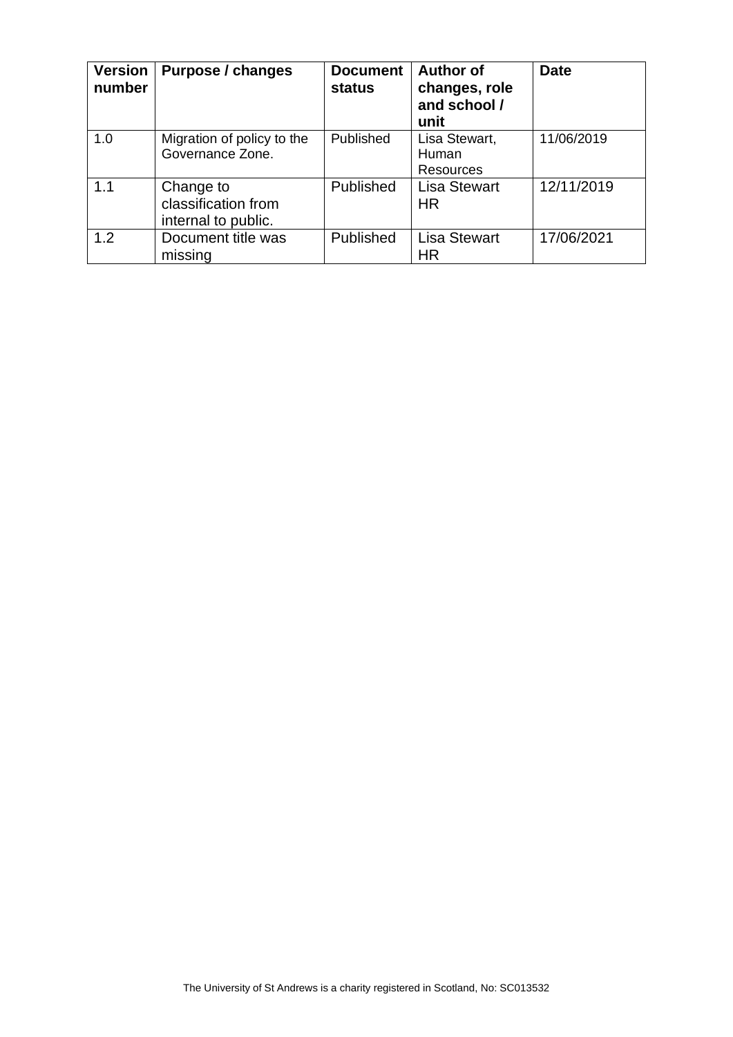| Version number | Purpose / changes | Document status | Author of changes, role and school / unit | Date |
| --- | --- | --- | --- | --- |
| 1.0 | Migration of policy to the Governance Zone. | Published | Lisa Stewart, Human Resources | 11/06/2019 |
| 1.1 | Change to classification from internal to public. | Published | Lisa Stewart HR | 12/11/2019 |
| 1.2 | Document title was missing | Published | Lisa Stewart HR | 17/06/2021 |

The University of St Andrews is a charity registered in Scotland, No: SC013532